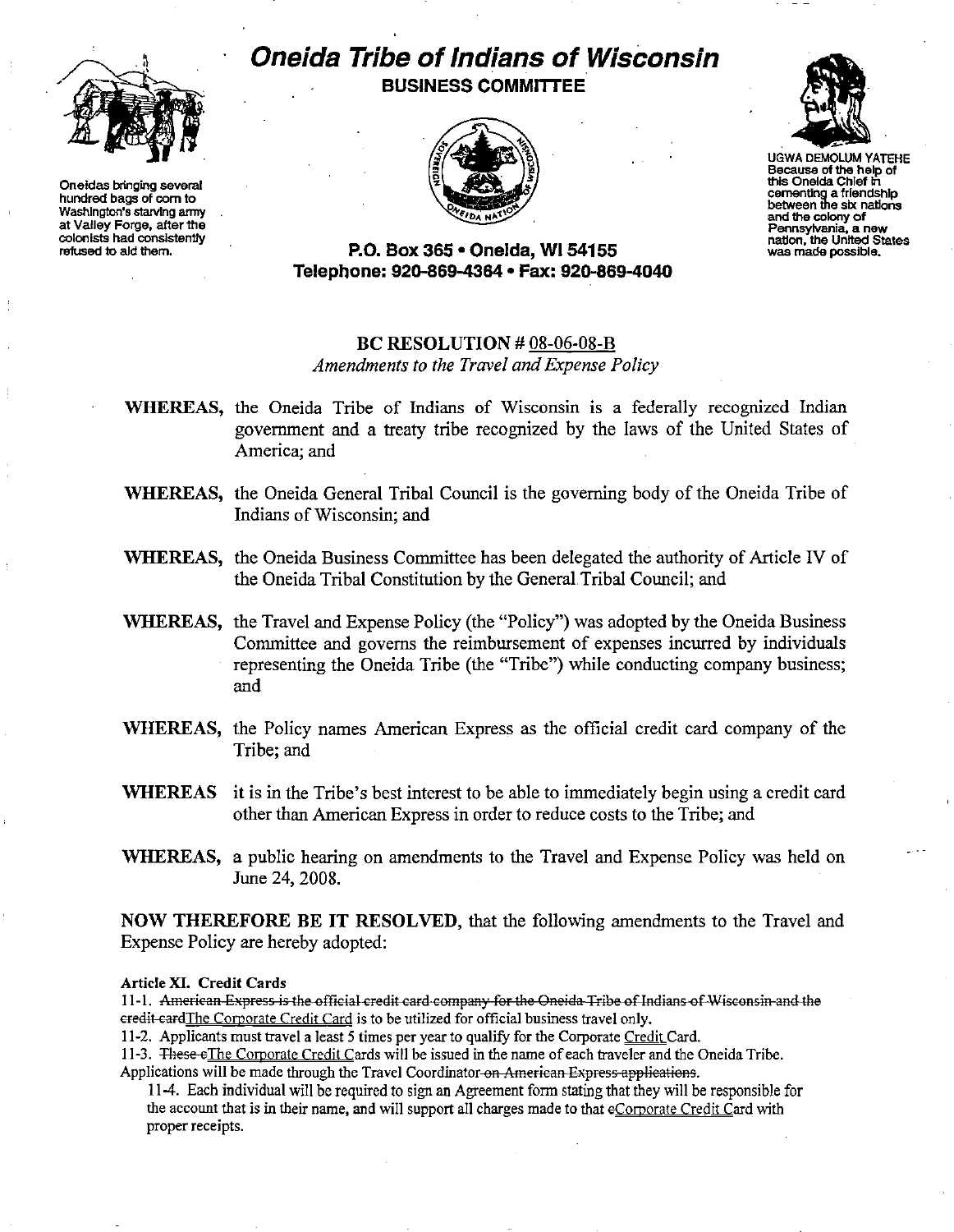# Oneida Tribe of Indians of Wisconsin

**BUSINESS COMMITTEE**

Oneidas bringing several hundred bags of corn to Washington's starving army at Valley Forge, after the colonists had consistently refused to aid them.

UGWA DEMOLUM YATEHE
Because of the help of this Oneida Chief in cementing a friendship between the six nations and the colony of Pennsylvania, a new nation, the United States was made possible.

**P.O. Box 365 • Oneida, WI 54155**
**Telephone: 920-869-4364 • Fax: 920-869-4040**

## BC RESOLUTION # 08-06-08-B

*Amendments to the Travel and Expense Policy*

**WHEREAS,** the Oneida Tribe of Indians of Wisconsin is a federally recognized Indian government and a treaty tribe recognized by the laws of the United States of America; and

**WHEREAS,** the Oneida General Tribal Council is the governing body of the Oneida Tribe of Indians of Wisconsin; and

**WHEREAS,** the Oneida Business Committee has been delegated the authority of Article IV of the Oneida Tribal Constitution by the General Tribal Council; and

**WHEREAS,** the Travel and Expense Policy (the "Policy") was adopted by the Oneida Business Committee and governs the reimbursement of expenses incurred by individuals representing the Oneida Tribe (the "Tribe") while conducting company business; and

**WHEREAS,** the Policy names American Express as the official credit card company of the Tribe; and

**WHEREAS** it is in the Tribe's best interest to be able to immediately begin using a credit card other than American Express in order to reduce costs to the Tribe; and

**WHEREAS,** a public hearing on amendments to the Travel and Expense Policy was held on June 24, 2008.

**NOW THEREFORE BE IT RESOLVED,** that the following amendments to the Travel and Expense Policy are hereby adopted:

**Article XI. Credit Cards**

11-1. ~~American Express is the official credit card company for the Oneida Tribe of Indians of Wisconsin and the credit card~~The Corporate Credit Card is to be utilized for official business travel only.

11-2. Applicants must travel a least 5 times per year to qualify for the Corporate Credit Card.

11-3. ~~These c~~The Corporate Credit Cards will be issued in the name of each traveler and the Oneida Tribe. Applications will be made through the Travel Coordinator~~ on American Express applications~~.

11-4. Each individual will be required to sign an Agreement form stating that they will be responsible for the account that is in their name, and will support all charges made to that ~~c~~Corporate Credit Card with proper receipts.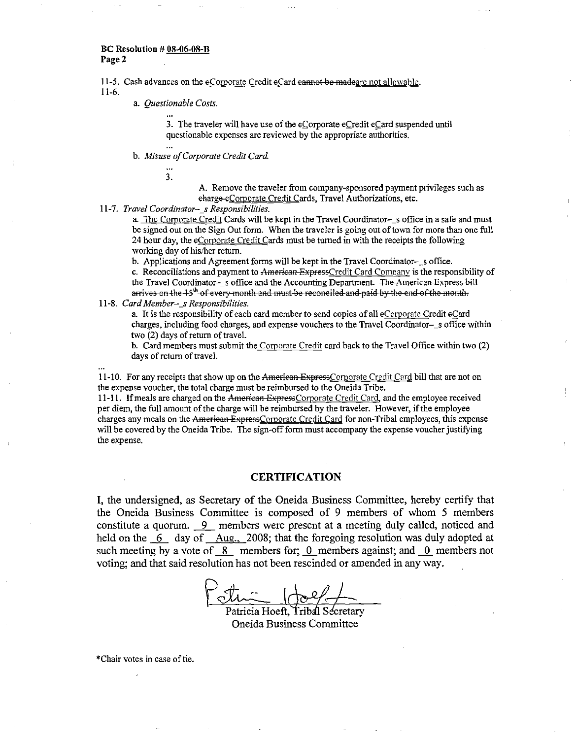**BC Resolution # 08-06-08-B**
**Page 2**

11-5. Cash advances on the eCorporate Credit eCard cannot be madeare not allowable.

11-6.

a. *Questionable Costs.*

...

3. The traveler will have use of the eCorporate eCredit eCard suspended until questionable expenses are reviewed by the appropriate authorities.

...

b. *Misuse of Corporate Credit Card.*

...

3.

A. Remove the traveler from company-sponsored payment privileges such as charge eCorporate Credit Cards, Travel Authorizations, etc.

11-7. *Travel Coordinator-_s Responsibilities.*

a. The Corporate Credit Cards will be kept in the Travel Coordinator-_s office in a safe and must be signed out on the Sign Out form. When the traveler is going out of town for more than one full 24 hour day, the eCorporate Credit Cards must be turned in with the receipts the following working day of his/her return.

b. Applications and Agreement forms will be kept in the Travel Coordinator-_s office.

c. Reconciliations and payment to American ExpressCredit Card Company is the responsibility of the Travel Coordinator-_s office and the Accounting Department. The American Express bill arrives on the 15th of every month and must be reconciled and paid by the end of the month.

11-8. *Card Member-_s Responsibilities.*

a. It is the responsibility of each card member to send copies of all eCorporate Credit eCard charges, including food charges, and expense vouchers to the Travel Coordinator-_s office within two (2) days of return of travel.

b. Card members must submit the Corporate Credit card back to the Travel Office within two (2) days of return of travel.

...

11-10. For any receipts that show up on the American ExpressCorporate Credit Card bill that are not on the expense voucher, the total charge must be reimbursed to the Oneida Tribe.

11-11. If meals are charged on the American ExpressCorporate Credit Card, and the employee received per diem, the full amount of the charge will be reimbursed by the traveler. However, if the employee charges any meals on the American ExpressCorporate Credit Card for non-Tribal employees, this expense will be covered by the Oneida Tribe. The sign-off form must accompany the expense voucher justifying the expense.

## CERTIFICATION

I, the undersigned, as Secretary of the Oneida Business Committee, hereby certify that the Oneida Business Committee is composed of 9 members of whom 5 members constitute a quorum. __9__ members were present at a meeting duly called, noticed and held on the __6__ day of __Aug.,__ 2008; that the foregoing resolution was duly adopted at such meeting by a vote of __8__ members for; __0__ members against; and __0__ members not voting; and that said resolution has not been rescinded or amended in any way.

Patricia Hoeft, Tribal Secretary
Oneida Business Committee

*Chair votes in case of tie.